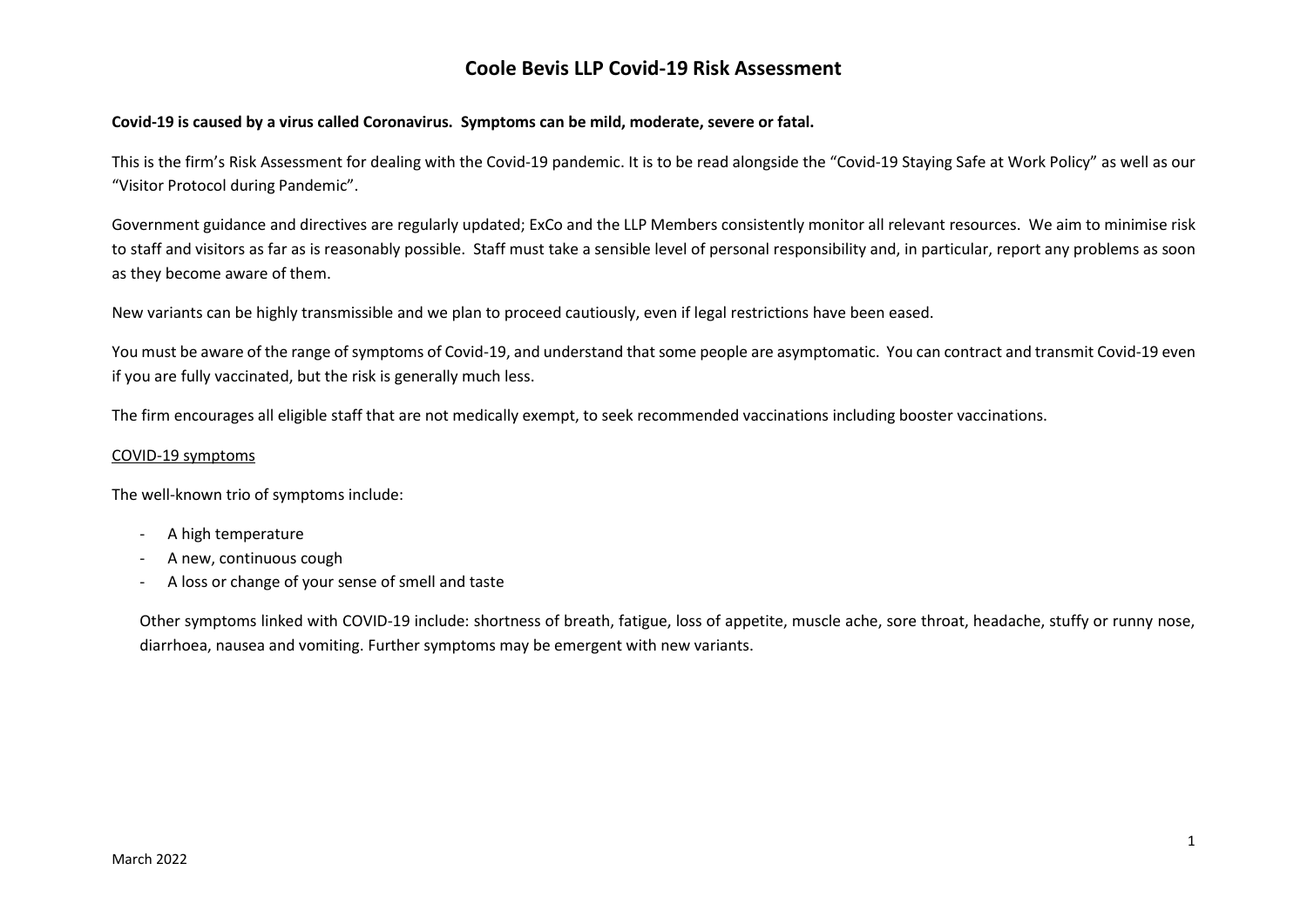# Coole Bevis LLP Covid-19 Risk Assessment

**Covid-19 is caused by a virus called Coronavirus. Symptoms can be mild, moderate, severe or fatal.**

This is the firm's Risk Assessment for dealing with the Covid-19 pandemic. It is to be read alongside the "Covid-19 Staying Safe at Work Policy" as well as our "Visitor Protocol during Pandemic".

Government guidance and directives are regularly updated; ExCo and the LLP Members consistently monitor all relevant resources. We aim to minimise risk to staff and visitors as far as is reasonably possible. Staff must take a sensible level of personal responsibility and, in particular, report any problems as soon as they become aware of them.

New variants can be highly transmissible and we plan to proceed cautiously, even if legal restrictions have been eased.

You must be aware of the range of symptoms of Covid-19, and understand that some people are asymptomatic. You can contract and transmit Covid-19 even if you are fully vaccinated, but the risk is generally much less.

The firm encourages all eligible staff that are not medically exempt, to seek recommended vaccinations including booster vaccinations.

<u>COVID-19 symptoms</u>

The well-known trio of symptoms include:

- A high temperature
- A new, continuous cough
- A loss or change of your sense of smell and taste

Other symptoms linked with COVID-19 include: shortness of breath, fatigue, loss of appetite, muscle ache, sore throat, headache, stuffy or runny nose, diarrhoea, nausea and vomiting. Further symptoms may be emergent with new variants.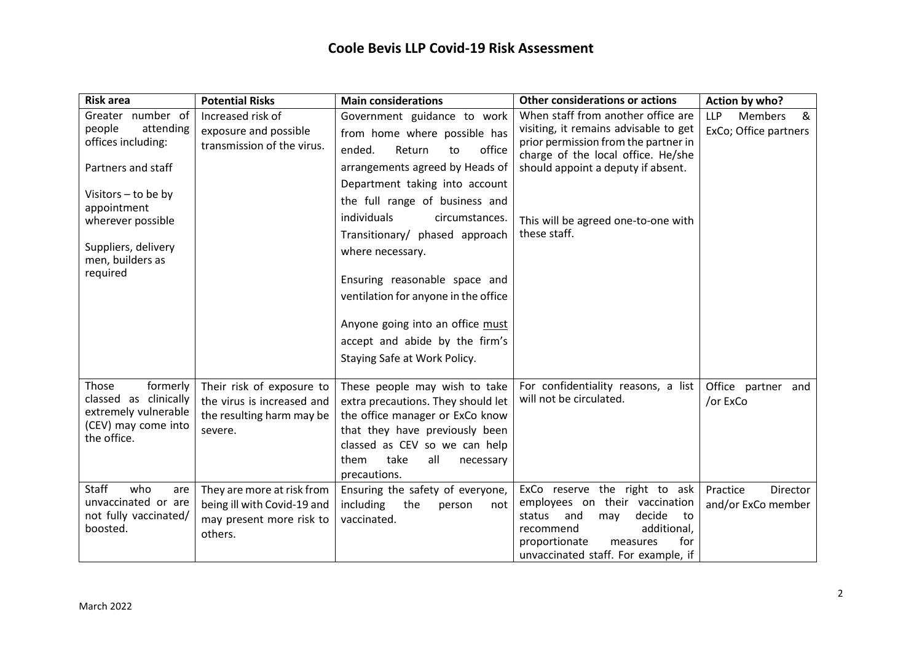# Coole Bevis LLP Covid-19 Risk Assessment

| Risk area | Potential Risks | Main considerations | Other considerations or actions | Action by who? |
|---|---|---|---|---|
| Greater number of people attending offices including:<br><br>Partners and staff<br><br>Visitors – to be by appointment wherever possible<br><br>Suppliers, delivery men, builders as required | Increased risk of exposure and possible transmission of the virus. | Government guidance to work from home where possible has ended. Return to office arrangements agreed by Heads of Department taking into account the full range of business and individuals circumstances. Transitionary/ phased approach where necessary.<br><br>Ensuring reasonable space and ventilation for anyone in the office<br><br>Anyone going into an office <u>must</u> accept and abide by the firm's Staying Safe at Work Policy. | When staff from another office are visiting, it remains advisable to get prior permission from the partner in charge of the local office. He/she should appoint a deputy if absent.<br><br>This will be agreed one-to-one with these staff. | LLP Members & ExCo; Office partners |
| Those formerly classed as clinically extremely vulnerable (CEV) may come into the office. | Their risk of exposure to the virus is increased and the resulting harm may be severe. | These people may wish to take extra precautions. They should let the office manager or ExCo know that they have previously been classed as CEV so we can help them take all necessary precautions. | For confidentiality reasons, a list will not be circulated. | Office partner and /or ExCo |
| Staff who are unvaccinated or are not fully vaccinated/ boosted. | They are more at risk from being ill with Covid-19 and may present more risk to others. | Ensuring the safety of everyone, including the person not vaccinated. | ExCo reserve the right to ask employees on their vaccination status and may decide to recommend additional, proportionate measures for unvaccinated staff. For example, if | Practice Director and/or ExCo member |

March 2022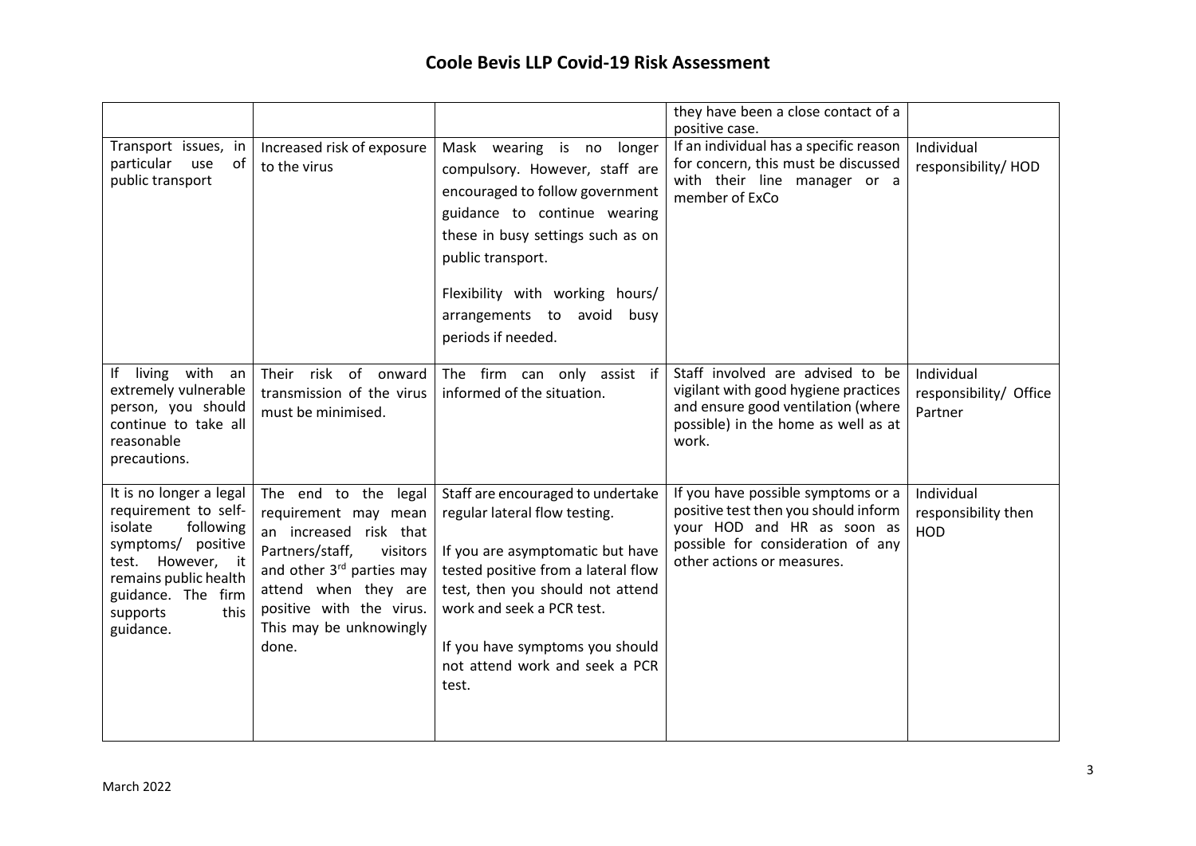# Coole Bevis LLP Covid-19 Risk Assessment

| | | | | |
|---|---|---|---|---|
| | | | they have been a close contact of a positive case. | |
| Transport issues, in particular use of public transport | Increased risk of exposure to the virus | Mask wearing is no longer compulsory. However, staff are encouraged to follow government guidance to continue wearing these in busy settings such as on public transport.<br><br>Flexibility with working hours/ arrangements to avoid busy periods if needed. | If an individual has a specific reason for concern, this must be discussed with their line manager or a member of ExCo | Individual responsibility/ HOD |
| If living with an extremely vulnerable person, you should continue to take all reasonable precautions. | Their risk of onward transmission of the virus must be minimised. | The firm can only assist if informed of the situation. | Staff involved are advised to be vigilant with good hygiene practices and ensure good ventilation (where possible) in the home as well as at work. | Individual responsibility/ Office Partner |
| It is no longer a legal requirement to self-isolate following symptoms/ positive test. However, it remains public health guidance. The firm supports this guidance. | The end to the legal requirement may mean an increased risk that Partners/staff, visitors and other 3rd parties may attend when they are positive with the virus. This may be unknowingly done. | Staff are encouraged to undertake regular lateral flow testing.<br><br>If you are asymptomatic but have tested positive from a lateral flow test, then you should not attend work and seek a PCR test.<br><br>If you have symptoms you should not attend work and seek a PCR test. | If you have possible symptoms or a positive test then you should inform your HOD and HR as soon as possible for consideration of any other actions or measures. | Individual responsibility then HOD |

March 2022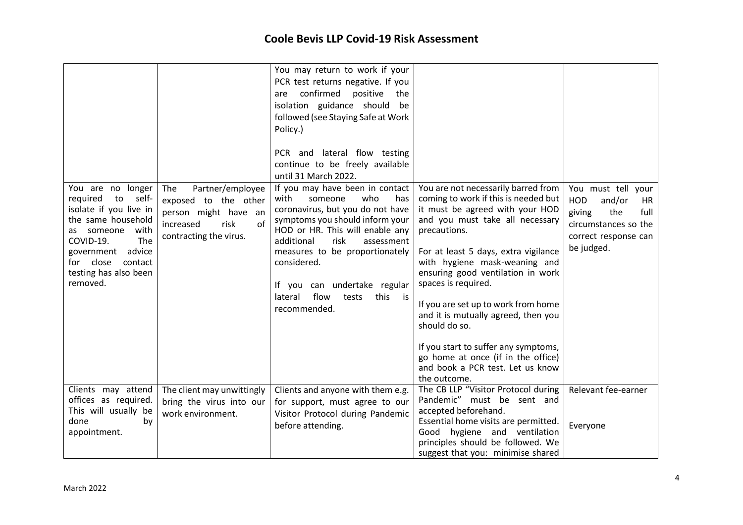# Coole Bevis LLP Covid-19 Risk Assessment

| | | | | |
|---|---|---|---|---|
| | | You may return to work if your PCR test returns negative. If you are confirmed positive the isolation guidance should be followed (see Staying Safe at Work Policy.)<br><br>PCR and lateral flow testing continue to be freely available until 31 March 2022. | | |
| You are no longer required to self-isolate if you live in the same household as someone with COVID-19. The government advice for close contact testing has also been removed. | The Partner/employee exposed to the other person might have an increased risk of contracting the virus. | If you may have been in contact with someone who has coronavirus, but you do not have symptoms you should inform your HOD or HR. This will enable any additional risk assessment measures to be proportionately considered.<br><br>If you can undertake regular lateral flow tests this is recommended. | You are not necessarily barred from coming to work if this is needed but it must be agreed with your HOD and you must take all necessary precautions.<br><br>For at least 5 days, extra vigilance with hygiene mask-weaning and ensuring good ventilation in work spaces is required.<br><br>If you are set up to work from home and it is mutually agreed, then you should do so.<br><br>If you start to suffer any symptoms, go home at once (if in the office) and book a PCR test. Let us know the outcome. | You must tell your HOD and/or HR giving the full circumstances so the correct response can be judged. |
| Clients may attend offices as required. This will usually be done by appointment. | The client may unwittingly bring the virus into our work environment. | Clients and anyone with them e.g. for support, must agree to our Visitor Protocol during Pandemic before attending. | The CB LLP "Visitor Protocol during Pandemic" must be sent and accepted beforehand.<br>Essential home visits are permitted. Good hygiene and ventilation principles should be followed. We suggest that you: minimise shared | Relevant fee-earner<br><br>Everyone |

March 2022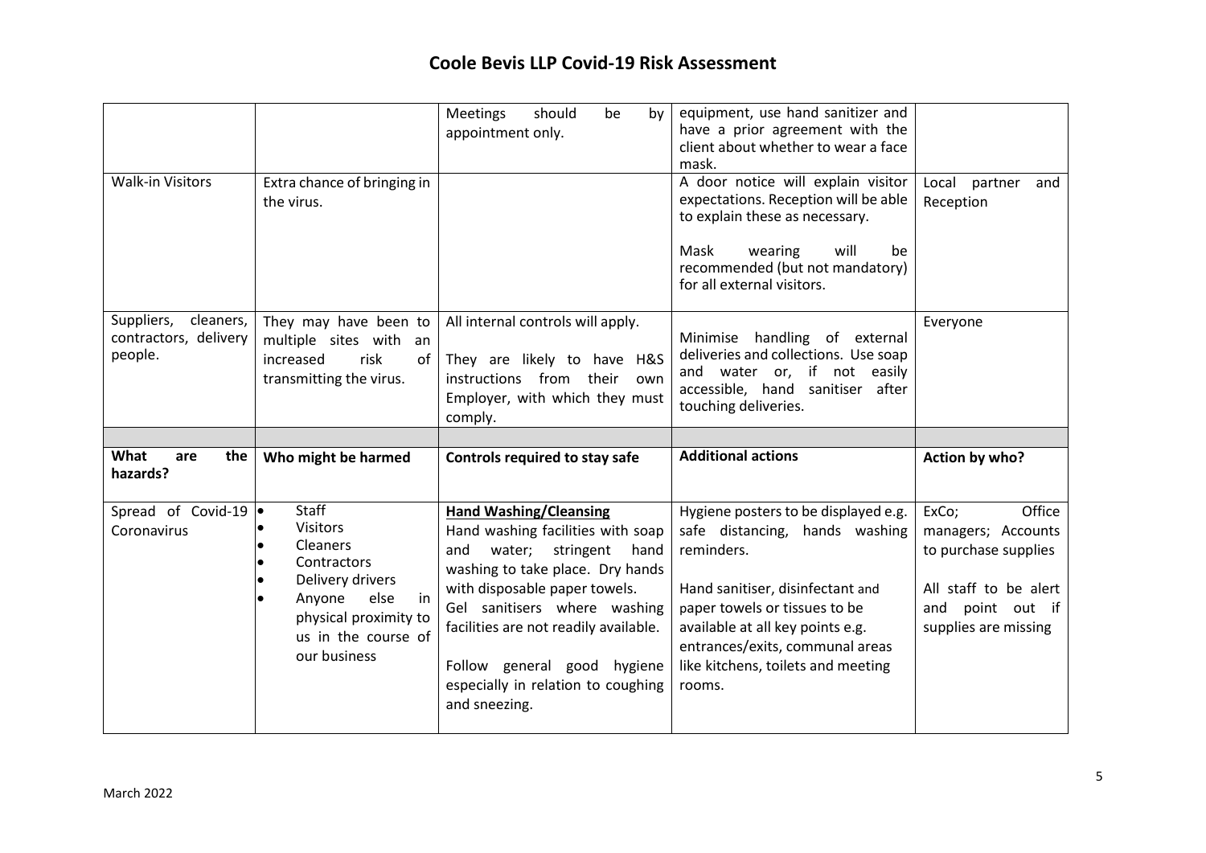# Coole Bevis LLP Covid-19 Risk Assessment

| | | | | |
|---|---|---|---|---|
| | | Meetings should be by appointment only. | equipment, use hand sanitizer and have a prior agreement with the client about whether to wear a face mask. | |
| Walk-in Visitors | Extra chance of bringing in the virus. | | A door notice will explain visitor expectations. Reception will be able to explain these as necessary.<br><br>Mask wearing will be recommended (but not mandatory) for all external visitors. | Local partner and Reception |
| Suppliers, cleaners, contractors, delivery people. | They may have been to multiple sites with an increased risk of transmitting the virus. | All internal controls will apply.<br><br>They are likely to have H&S instructions from their own Employer, with which they must comply. | Minimise handling of external deliveries and collections. Use soap and water or, if not easily accessible, hand sanitiser after touching deliveries. | Everyone |
| | | | | |
| **What are the hazards?** | **Who might be harmed** | **Controls required to stay safe** | **Additional actions** | **Action by who?** |
| Spread of Covid-19 Coronavirus | • Staff<br>• Visitors<br>• Cleaners<br>• Contractors<br>• Delivery drivers<br>• Anyone else in physical proximity to us in the course of our business | **Hand Washing/Cleansing**<br>Hand washing facilities with soap and water; stringent hand washing to take place. Dry hands with disposable paper towels. Gel sanitisers where washing facilities are not readily available.<br><br>Follow general good hygiene especially in relation to coughing and sneezing. | Hygiene posters to be displayed e.g. safe distancing, hands washing reminders.<br><br>Hand sanitiser, disinfectant and paper towels or tissues to be available at all key points e.g. entrances/exits, communal areas like kitchens, toilets and meeting rooms. | ExCo; Office managers; Accounts to purchase supplies<br><br>All staff to be alert and point out if supplies are missing |

March 2022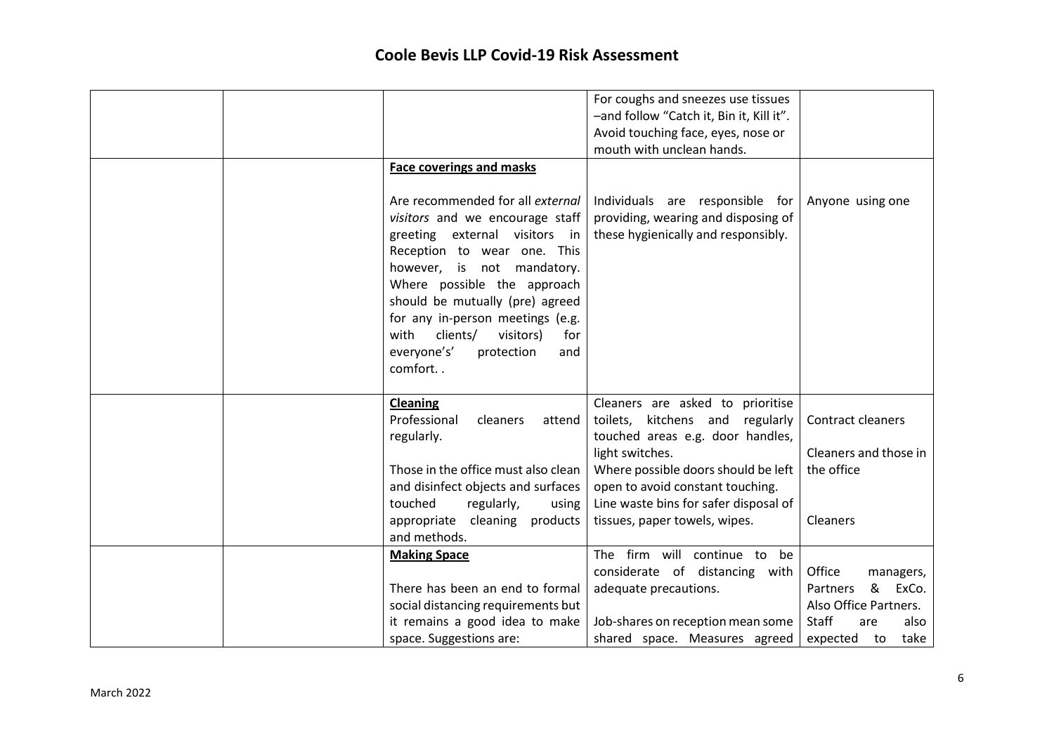# Coole Bevis LLP Covid-19 Risk Assessment

| | | | | |
|---|---|---|---|---|
| | | | For coughs and sneezes use tissues –and follow "Catch it, Bin it, Kill it". Avoid touching face, eyes, nose or mouth with unclean hands. | |
| | | **Face coverings and masks**<br><br>Are recommended for all *external visitors* and we encourage staff greeting external visitors in Reception to wear one. This however, is not mandatory. Where possible the approach should be mutually (pre) agreed for any in-person meetings (e.g. with clients/ visitors) for everyone's' protection and comfort. . | Individuals are responsible for providing, wearing and disposing of these hygienically and responsibly. | Anyone using one |
| | | **Cleaning**<br>Professional cleaners attend regularly.<br><br>Those in the office must also clean and disinfect objects and surfaces touched regularly, using appropriate cleaning products and methods. | Cleaners are asked to prioritise toilets, kitchens and regularly touched areas e.g. door handles, light switches.<br>Where possible doors should be left open to avoid constant touching.<br>Line waste bins for safer disposal of tissues, paper towels, wipes. | Contract cleaners<br><br>Cleaners and those in the office<br><br>Cleaners |
| | | **Making Space**<br><br>There has been an end to formal social distancing requirements but it remains a good idea to make space. Suggestions are: | The firm will continue to be considerate of distancing with adequate precautions.<br><br>Job-shares on reception mean some shared space. Measures agreed | Office managers, Partners & ExCo. Also Office Partners.<br>Staff are also expected to take |

March 2022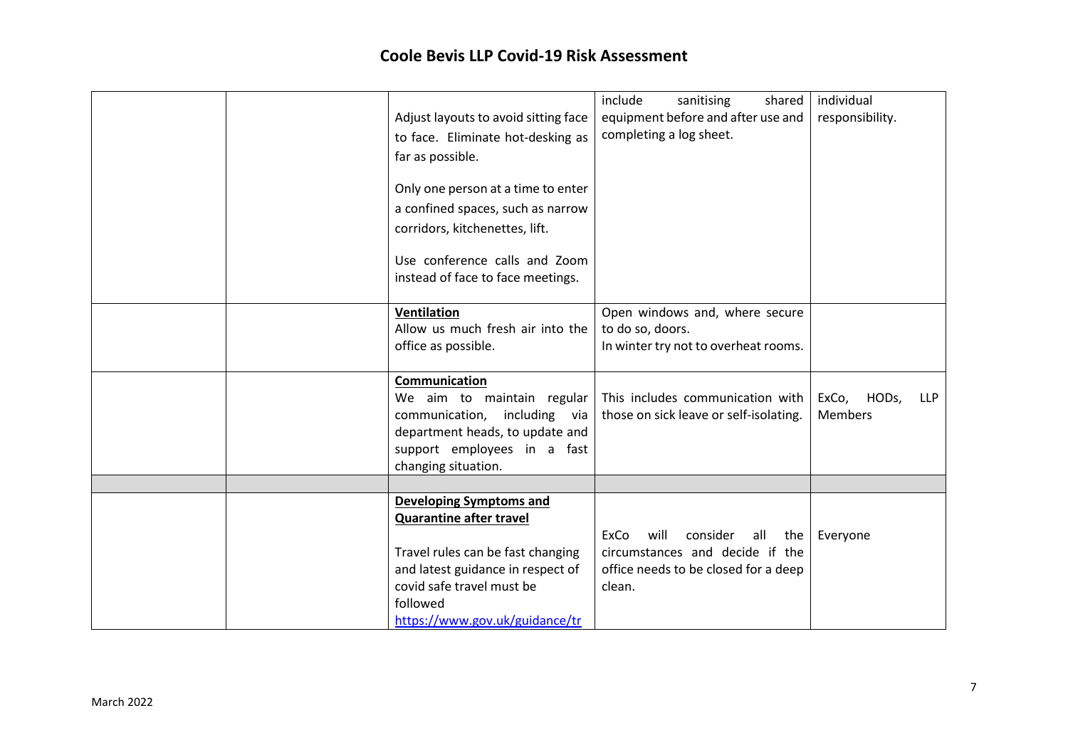# Coole Bevis LLP Covid-19 Risk Assessment

| | | | | |
|---|---|---|---|---|
| | | Adjust layouts to avoid sitting face to face. Eliminate hot-desking as far as possible.<br><br>Only one person at a time to enter a confined spaces, such as narrow corridors, kitchenettes, lift.<br><br>Use conference calls and Zoom instead of face to face meetings. | include sanitising shared equipment before and after use and completing a log sheet. | individual responsibility. |
| | | **Ventilation**<br>Allow us much fresh air into the office as possible. | Open windows and, where secure to do so, doors.<br>In winter try not to overheat rooms. | |
| | | **Communication**<br>We aim to maintain regular communication, including via department heads, to update and support employees in a fast changing situation. | This includes communication with those on sick leave or self-isolating. | ExCo, HODs, LLP Members |
| | | | | |
| | | **Developing Symptoms and Quarantine after travel**<br><br>Travel rules can be fast changing and latest guidance in respect of covid safe travel must be followed<br>https://www.gov.uk/guidance/tr | ExCo will consider all the circumstances and decide if the office needs to be closed for a deep clean. | Everyone |

March 2022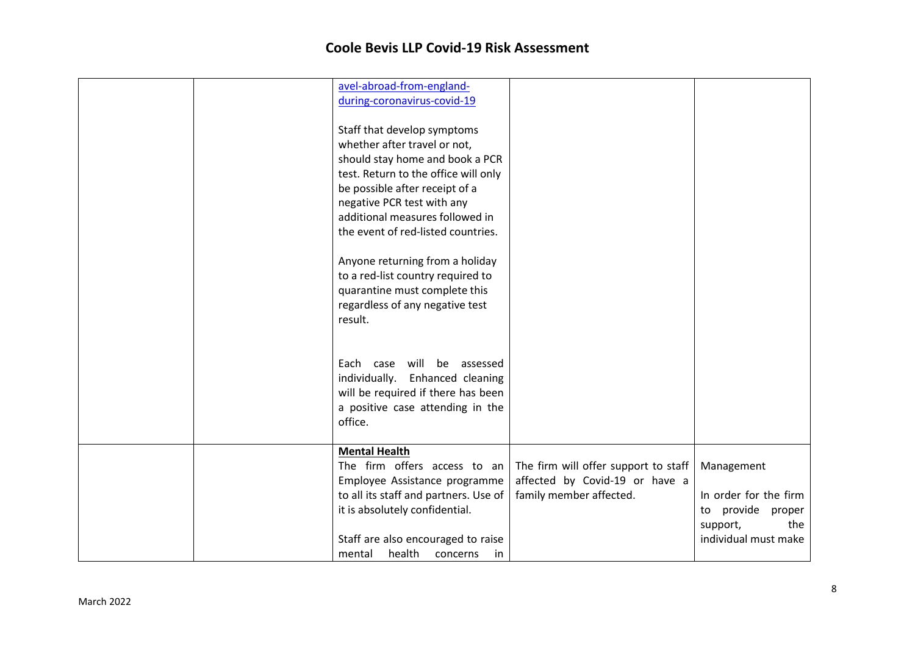# Coole Bevis LLP Covid-19 Risk Assessment

| | | | | |
|---|---|---|---|---|
| | | avel-abroad-from-england-during-coronavirus-covid-19<br><br>Staff that develop symptoms whether after travel or not, should stay home and book a PCR test. Return to the office will only be possible after receipt of a negative PCR test with any additional measures followed in the event of red-listed countries.<br><br>Anyone returning from a holiday to a red-list country required to quarantine must complete this regardless of any negative test result.<br><br>Each case will be assessed individually. Enhanced cleaning will be required if there has been a positive case attending in the office. | | |
| | | **Mental Health**<br>The firm offers access to an Employee Assistance programme to all its staff and partners. Use of it is absolutely confidential.<br><br>Staff are also encouraged to raise mental health concerns in | The firm will offer support to staff affected by Covid-19 or have a family member affected. | Management<br><br>In order for the firm to provide proper support, the individual must make |

March 2022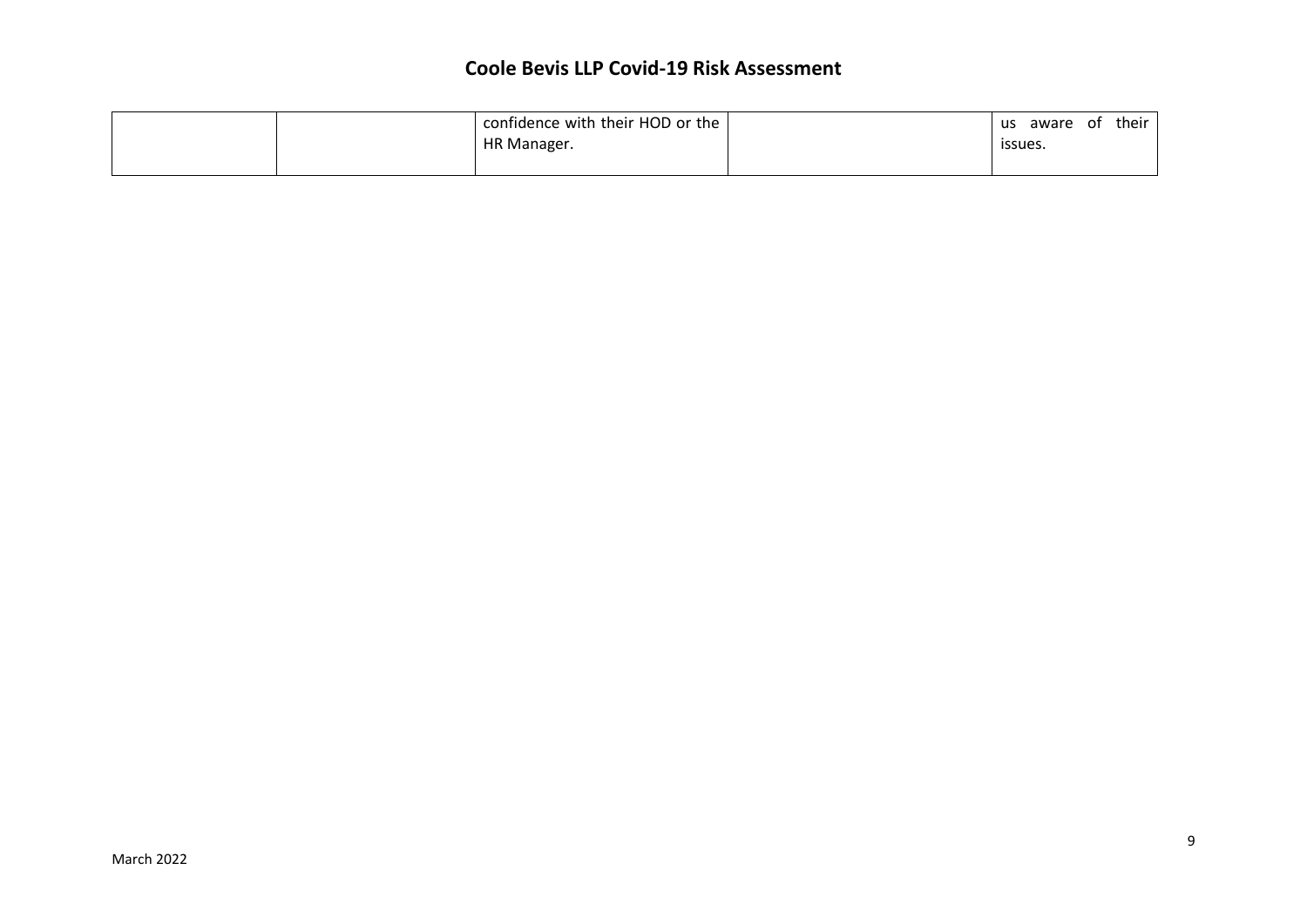| | | | | |
|---|---|---|---|---|
| | | confidence with their HOD or the HR Manager. | | us aware of their issues. |